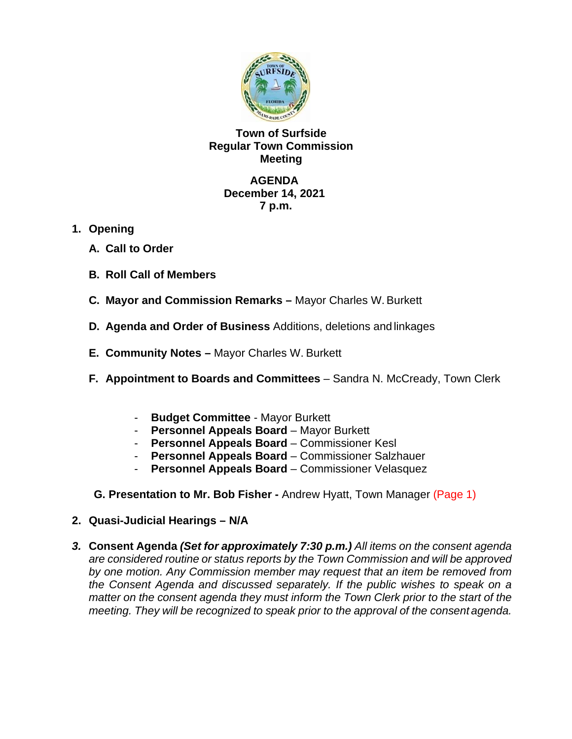# Town of Surfside
## Regular Town Commission Meeting

**AGENDA**
**December 14, 2021**
**7 p.m.**

1. **Opening**

   A. **Call to Order**

   B. **Roll Call of Members**

   C. **Mayor and Commission Remarks –** Mayor Charles W. Burkett

   D. **Agenda and Order of Business** Additions, deletions and linkages

   E. **Community Notes –** Mayor Charles W. Burkett

   F. **Appointment to Boards and Committees** – Sandra N. McCready, Town Clerk

      - **Budget Committee** - Mayor Burkett
      - **Personnel Appeals Board** – Mayor Burkett
      - **Personnel Appeals Board** – Commissioner Kesl
      - **Personnel Appeals Board** – Commissioner Salzhauer
      - **Personnel Appeals Board** – Commissioner Velasquez

   G. **Presentation to Mr. Bob Fisher -** Andrew Hyatt, Town Manager (Page 1)

2. **Quasi-Judicial Hearings – N/A**

3. **Consent Agenda** ***(Set for approximately 7:30 p.m.)*** *All items on the consent agenda are considered routine or status reports by the Town Commission and will be approved by one motion. Any Commission member may request that an item be removed from the Consent Agenda and discussed separately. If the public wishes to speak on a matter on the consent agenda they must inform the Town Clerk prior to the start of the meeting. They will be recognized to speak prior to the approval of the consent agenda.*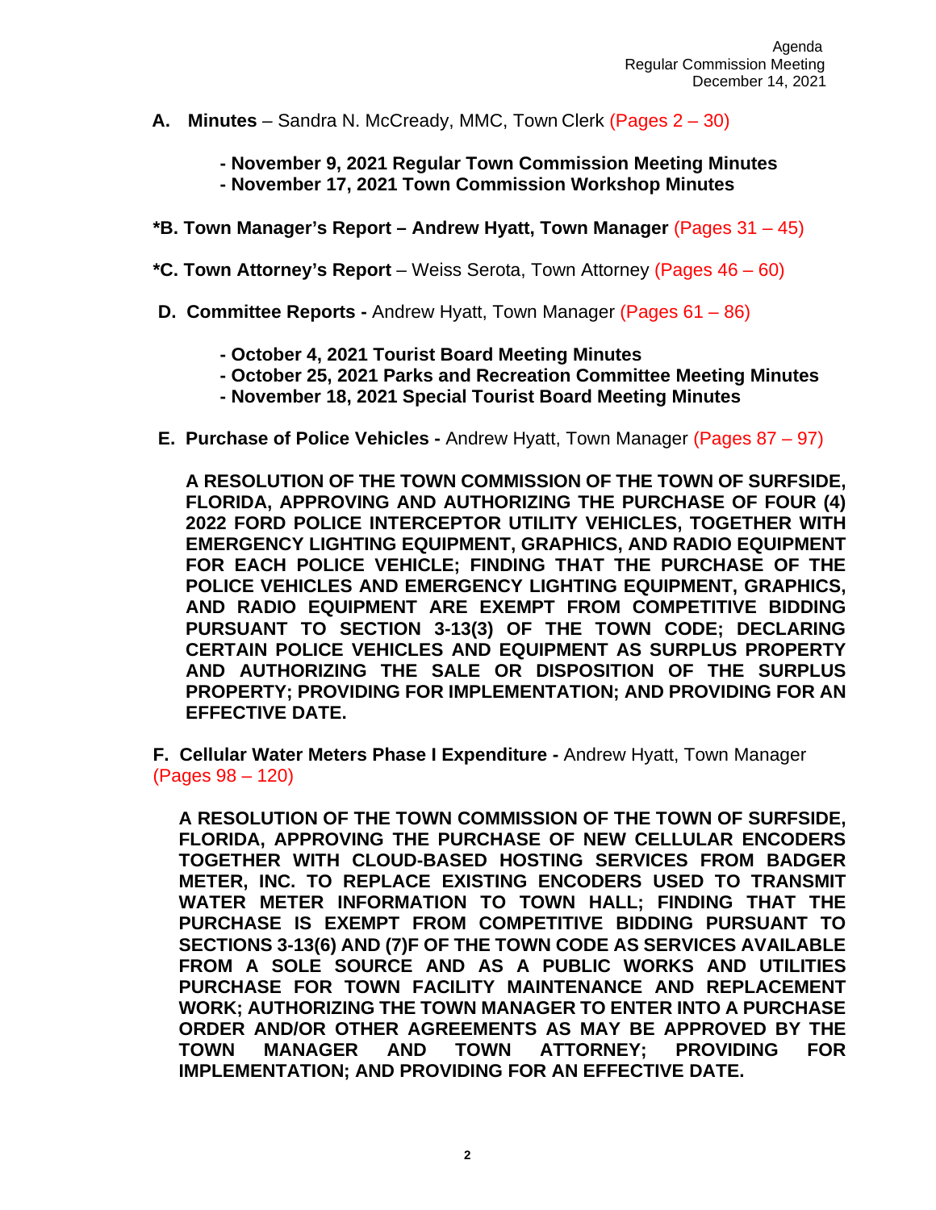**A. Minutes** – Sandra N. McCready, MMC, Town Clerk (Pages 2 – 30)

- **November 9, 2021 Regular Town Commission Meeting Minutes**
- **November 17, 2021 Town Commission Workshop Minutes**

**\*B. Town Manager's Report – Andrew Hyatt, Town Manager** (Pages 31 – 45)

**\*C. Town Attorney's Report** – Weiss Serota, Town Attorney (Pages 46 – 60)

**D. Committee Reports -** Andrew Hyatt, Town Manager (Pages 61 – 86)

- **October 4, 2021 Tourist Board Meeting Minutes**
- **October 25, 2021 Parks and Recreation Committee Meeting Minutes**
- **November 18, 2021 Special Tourist Board Meeting Minutes**

**E. Purchase of Police Vehicles -** Andrew Hyatt, Town Manager (Pages 87 – 97)

**A RESOLUTION OF THE TOWN COMMISSION OF THE TOWN OF SURFSIDE, FLORIDA, APPROVING AND AUTHORIZING THE PURCHASE OF FOUR (4) 2022 FORD POLICE INTERCEPTOR UTILITY VEHICLES, TOGETHER WITH EMERGENCY LIGHTING EQUIPMENT, GRAPHICS, AND RADIO EQUIPMENT FOR EACH POLICE VEHICLE; FINDING THAT THE PURCHASE OF THE POLICE VEHICLES AND EMERGENCY LIGHTING EQUIPMENT, GRAPHICS, AND RADIO EQUIPMENT ARE EXEMPT FROM COMPETITIVE BIDDING PURSUANT TO SECTION 3-13(3) OF THE TOWN CODE; DECLARING CERTAIN POLICE VEHICLES AND EQUIPMENT AS SURPLUS PROPERTY AND AUTHORIZING THE SALE OR DISPOSITION OF THE SURPLUS PROPERTY; PROVIDING FOR IMPLEMENTATION; AND PROVIDING FOR AN EFFECTIVE DATE.**

**F. Cellular Water Meters Phase I Expenditure -** Andrew Hyatt, Town Manager (Pages 98 – 120)

**A RESOLUTION OF THE TOWN COMMISSION OF THE TOWN OF SURFSIDE, FLORIDA, APPROVING THE PURCHASE OF NEW CELLULAR ENCODERS TOGETHER WITH CLOUD-BASED HOSTING SERVICES FROM BADGER METER, INC. TO REPLACE EXISTING ENCODERS USED TO TRANSMIT WATER METER INFORMATION TO TOWN HALL; FINDING THAT THE PURCHASE IS EXEMPT FROM COMPETITIVE BIDDING PURSUANT TO SECTIONS 3-13(6) AND (7)F OF THE TOWN CODE AS SERVICES AVAILABLE FROM A SOLE SOURCE AND AS A PUBLIC WORKS AND UTILITIES PURCHASE FOR TOWN FACILITY MAINTENANCE AND REPLACEMENT WORK; AUTHORIZING THE TOWN MANAGER TO ENTER INTO A PURCHASE ORDER AND/OR OTHER AGREEMENTS AS MAY BE APPROVED BY THE TOWN MANAGER AND TOWN ATTORNEY; PROVIDING FOR IMPLEMENTATION; AND PROVIDING FOR AN EFFECTIVE DATE.**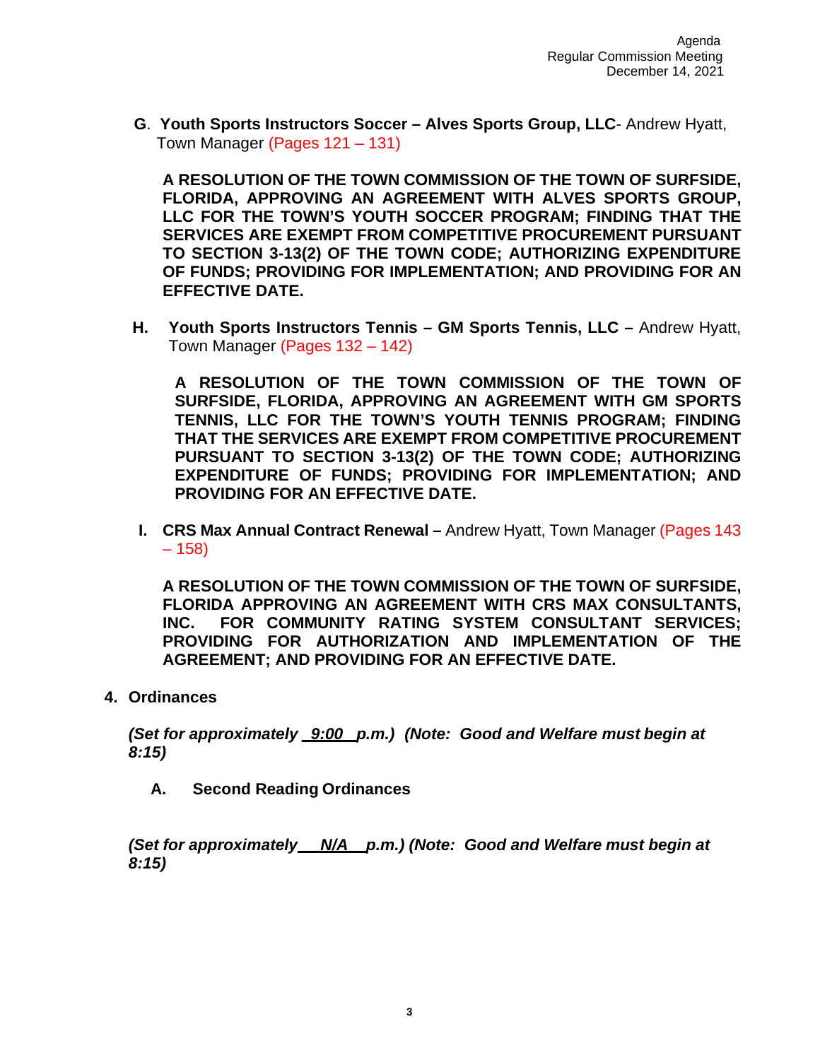**G**. **Youth Sports Instructors Soccer – Alves Sports Group, LLC**- Andrew Hyatt, Town Manager (Pages 121 – 131)

**A RESOLUTION OF THE TOWN COMMISSION OF THE TOWN OF SURFSIDE, FLORIDA, APPROVING AN AGREEMENT WITH ALVES SPORTS GROUP, LLC FOR THE TOWN'S YOUTH SOCCER PROGRAM; FINDING THAT THE SERVICES ARE EXEMPT FROM COMPETITIVE PROCUREMENT PURSUANT TO SECTION 3-13(2) OF THE TOWN CODE; AUTHORIZING EXPENDITURE OF FUNDS; PROVIDING FOR IMPLEMENTATION; AND PROVIDING FOR AN EFFECTIVE DATE.**

**H. Youth Sports Instructors Tennis – GM Sports Tennis, LLC –** Andrew Hyatt, Town Manager (Pages 132 – 142)

**A RESOLUTION OF THE TOWN COMMISSION OF THE TOWN OF SURFSIDE, FLORIDA, APPROVING AN AGREEMENT WITH GM SPORTS TENNIS, LLC FOR THE TOWN'S YOUTH TENNIS PROGRAM; FINDING THAT THE SERVICES ARE EXEMPT FROM COMPETITIVE PROCUREMENT PURSUANT TO SECTION 3-13(2) OF THE TOWN CODE; AUTHORIZING EXPENDITURE OF FUNDS; PROVIDING FOR IMPLEMENTATION; AND PROVIDING FOR AN EFFECTIVE DATE.**

**I. CRS Max Annual Contract Renewal –** Andrew Hyatt, Town Manager (Pages 143 – 158)

**A RESOLUTION OF THE TOWN COMMISSION OF THE TOWN OF SURFSIDE, FLORIDA APPROVING AN AGREEMENT WITH CRS MAX CONSULTANTS, INC. FOR COMMUNITY RATING SYSTEM CONSULTANT SERVICES; PROVIDING FOR AUTHORIZATION AND IMPLEMENTATION OF THE AGREEMENT; AND PROVIDING FOR AN EFFECTIVE DATE.**

**4. Ordinances**

***(Set for approximately 9:00 p.m.) (Note: Good and Welfare must begin at 8:15)***

**A. Second Reading Ordinances**

***(Set for approximately N/A p.m.) (Note: Good and Welfare must begin at 8:15)***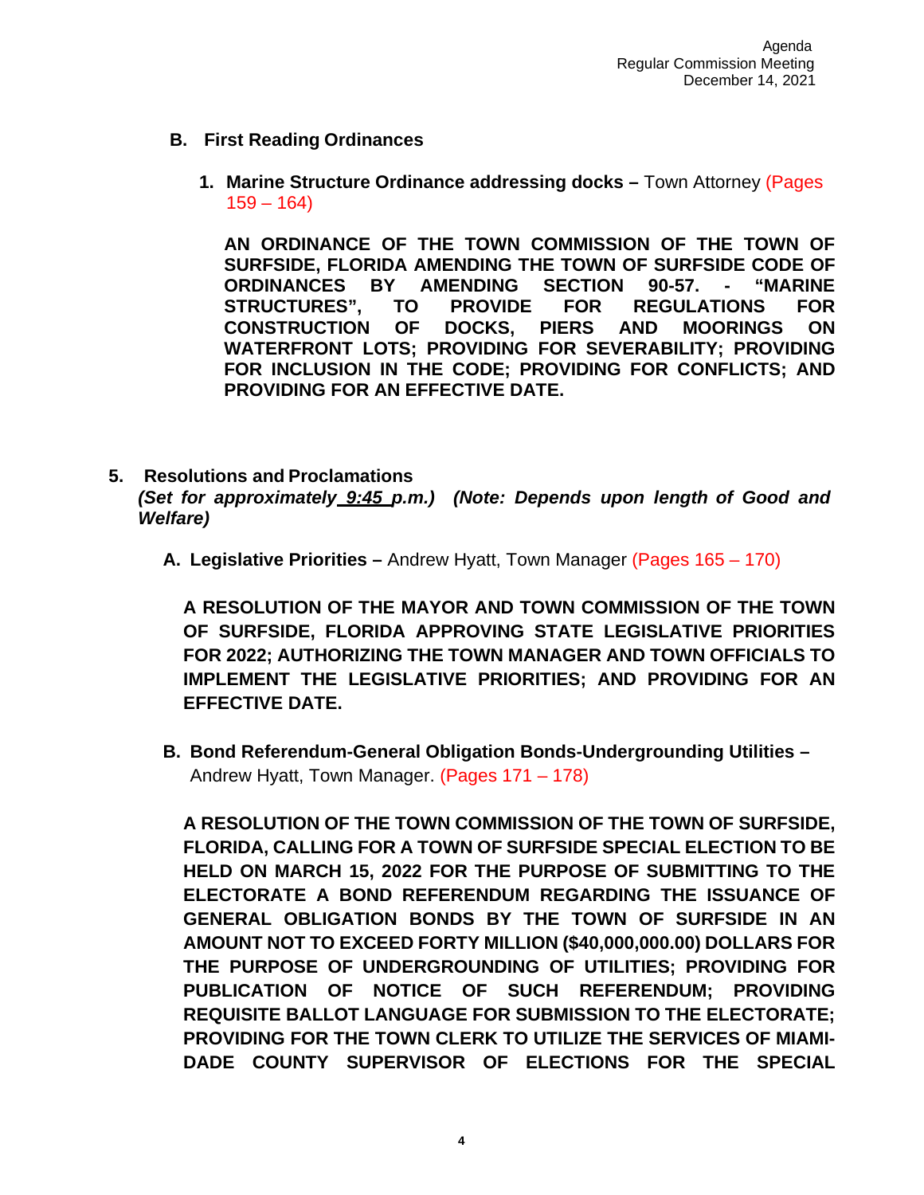### B. First Reading Ordinances

1. **Marine Structure Ordinance addressing docks –** Town Attorney (Pages 159 – 164)

   **AN ORDINANCE OF THE TOWN COMMISSION OF THE TOWN OF SURFSIDE, FLORIDA AMENDING THE TOWN OF SURFSIDE CODE OF ORDINANCES BY AMENDING SECTION 90-57. - "MARINE STRUCTURES", TO PROVIDE FOR REGULATIONS FOR CONSTRUCTION OF DOCKS, PIERS AND MOORINGS ON WATERFRONT LOTS; PROVIDING FOR SEVERABILITY; PROVIDING FOR INCLUSION IN THE CODE; PROVIDING FOR CONFLICTS; AND PROVIDING FOR AN EFFECTIVE DATE.**

## 5. Resolutions and Proclamations

***(Set for approximately 9:45 p.m.) (Note: Depends upon length of Good and Welfare)***

**A. Legislative Priorities –** Andrew Hyatt, Town Manager (Pages 165 – 170)

**A RESOLUTION OF THE MAYOR AND TOWN COMMISSION OF THE TOWN OF SURFSIDE, FLORIDA APPROVING STATE LEGISLATIVE PRIORITIES FOR 2022; AUTHORIZING THE TOWN MANAGER AND TOWN OFFICIALS TO IMPLEMENT THE LEGISLATIVE PRIORITIES; AND PROVIDING FOR AN EFFECTIVE DATE.**

**B. Bond Referendum-General Obligation Bonds-Undergrounding Utilities –** Andrew Hyatt, Town Manager. (Pages 171 – 178)

**A RESOLUTION OF THE TOWN COMMISSION OF THE TOWN OF SURFSIDE, FLORIDA, CALLING FOR A TOWN OF SURFSIDE SPECIAL ELECTION TO BE HELD ON MARCH 15, 2022 FOR THE PURPOSE OF SUBMITTING TO THE ELECTORATE A BOND REFERENDUM REGARDING THE ISSUANCE OF GENERAL OBLIGATION BONDS BY THE TOWN OF SURFSIDE IN AN AMOUNT NOT TO EXCEED FORTY MILLION ($40,000,000.00) DOLLARS FOR THE PURPOSE OF UNDERGROUNDING OF UTILITIES; PROVIDING FOR PUBLICATION OF NOTICE OF SUCH REFERENDUM; PROVIDING REQUISITE BALLOT LANGUAGE FOR SUBMISSION TO THE ELECTORATE; PROVIDING FOR THE TOWN CLERK TO UTILIZE THE SERVICES OF MIAMI-DADE COUNTY SUPERVISOR OF ELECTIONS FOR THE SPECIAL**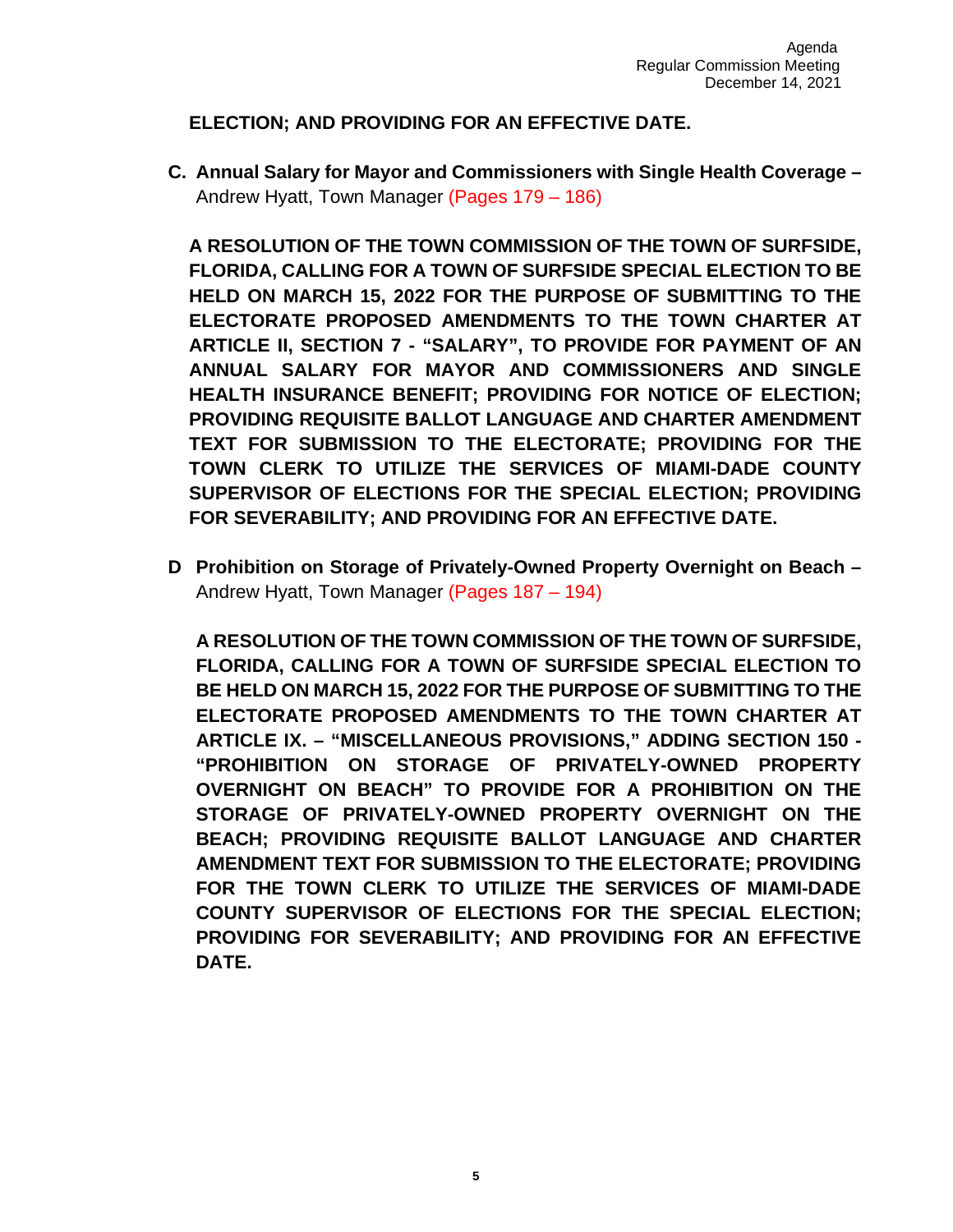**ELECTION; AND PROVIDING FOR AN EFFECTIVE DATE.**

**C. Annual Salary for Mayor and Commissioners with Single Health Coverage –** Andrew Hyatt, Town Manager (Pages 179 – 186)

**A RESOLUTION OF THE TOWN COMMISSION OF THE TOWN OF SURFSIDE, FLORIDA, CALLING FOR A TOWN OF SURFSIDE SPECIAL ELECTION TO BE HELD ON MARCH 15, 2022 FOR THE PURPOSE OF SUBMITTING TO THE ELECTORATE PROPOSED AMENDMENTS TO THE TOWN CHARTER AT ARTICLE II, SECTION 7 - "SALARY", TO PROVIDE FOR PAYMENT OF AN ANNUAL SALARY FOR MAYOR AND COMMISSIONERS AND SINGLE HEALTH INSURANCE BENEFIT; PROVIDING FOR NOTICE OF ELECTION; PROVIDING REQUISITE BALLOT LANGUAGE AND CHARTER AMENDMENT TEXT FOR SUBMISSION TO THE ELECTORATE; PROVIDING FOR THE TOWN CLERK TO UTILIZE THE SERVICES OF MIAMI-DADE COUNTY SUPERVISOR OF ELECTIONS FOR THE SPECIAL ELECTION; PROVIDING FOR SEVERABILITY; AND PROVIDING FOR AN EFFECTIVE DATE.**

**D Prohibition on Storage of Privately-Owned Property Overnight on Beach –** Andrew Hyatt, Town Manager (Pages 187 – 194)

**A RESOLUTION OF THE TOWN COMMISSION OF THE TOWN OF SURFSIDE, FLORIDA, CALLING FOR A TOWN OF SURFSIDE SPECIAL ELECTION TO BE HELD ON MARCH 15, 2022 FOR THE PURPOSE OF SUBMITTING TO THE ELECTORATE PROPOSED AMENDMENTS TO THE TOWN CHARTER AT ARTICLE IX. – "MISCELLANEOUS PROVISIONS," ADDING SECTION 150 - "PROHIBITION ON STORAGE OF PRIVATELY-OWNED PROPERTY OVERNIGHT ON BEACH" TO PROVIDE FOR A PROHIBITION ON THE STORAGE OF PRIVATELY-OWNED PROPERTY OVERNIGHT ON THE BEACH; PROVIDING REQUISITE BALLOT LANGUAGE AND CHARTER AMENDMENT TEXT FOR SUBMISSION TO THE ELECTORATE; PROVIDING FOR THE TOWN CLERK TO UTILIZE THE SERVICES OF MIAMI-DADE COUNTY SUPERVISOR OF ELECTIONS FOR THE SPECIAL ELECTION; PROVIDING FOR SEVERABILITY; AND PROVIDING FOR AN EFFECTIVE DATE.**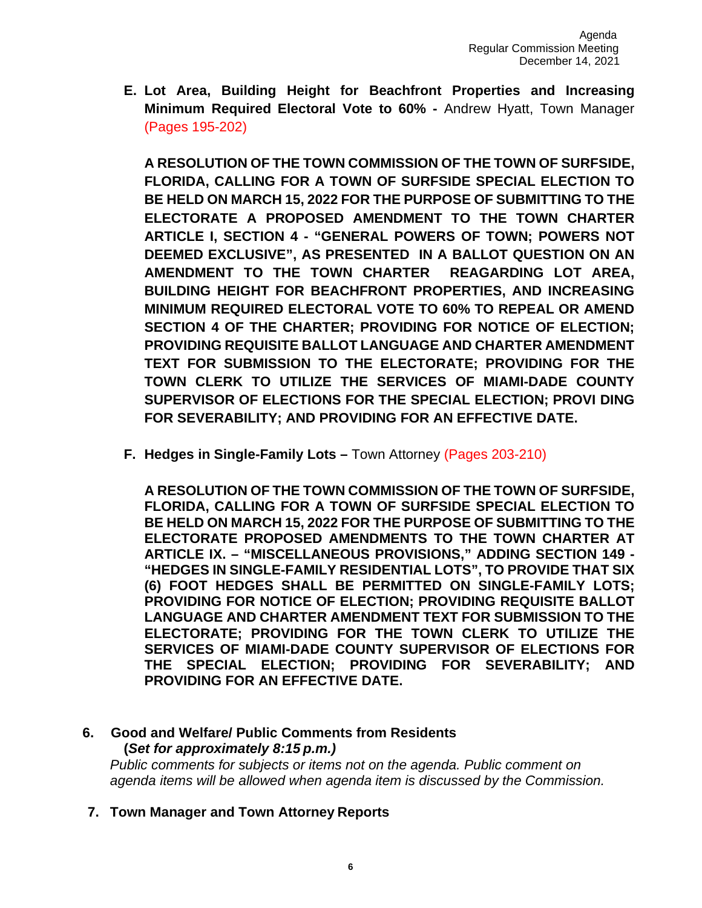**E. Lot Area, Building Height for Beachfront Properties and Increasing Minimum Required Electoral Vote to 60% -** Andrew Hyatt, Town Manager (Pages 195-202)

**A RESOLUTION OF THE TOWN COMMISSION OF THE TOWN OF SURFSIDE, FLORIDA, CALLING FOR A TOWN OF SURFSIDE SPECIAL ELECTION TO BE HELD ON MARCH 15, 2022 FOR THE PURPOSE OF SUBMITTING TO THE ELECTORATE A PROPOSED AMENDMENT TO THE TOWN CHARTER ARTICLE I, SECTION 4 - "GENERAL POWERS OF TOWN; POWERS NOT DEEMED EXCLUSIVE", AS PRESENTED IN A BALLOT QUESTION ON AN AMENDMENT TO THE TOWN CHARTER REAGARDING LOT AREA, BUILDING HEIGHT FOR BEACHFRONT PROPERTIES, AND INCREASING MINIMUM REQUIRED ELECTORAL VOTE TO 60% TO REPEAL OR AMEND SECTION 4 OF THE CHARTER; PROVIDING FOR NOTICE OF ELECTION; PROVIDING REQUISITE BALLOT LANGUAGE AND CHARTER AMENDMENT TEXT FOR SUBMISSION TO THE ELECTORATE; PROVIDING FOR THE TOWN CLERK TO UTILIZE THE SERVICES OF MIAMI-DADE COUNTY SUPERVISOR OF ELECTIONS FOR THE SPECIAL ELECTION; PROVI DING FOR SEVERABILITY; AND PROVIDING FOR AN EFFECTIVE DATE.**

**F. Hedges in Single-Family Lots –** Town Attorney (Pages 203-210)

**A RESOLUTION OF THE TOWN COMMISSION OF THE TOWN OF SURFSIDE, FLORIDA, CALLING FOR A TOWN OF SURFSIDE SPECIAL ELECTION TO BE HELD ON MARCH 15, 2022 FOR THE PURPOSE OF SUBMITTING TO THE ELECTORATE PROPOSED AMENDMENTS TO THE TOWN CHARTER AT ARTICLE IX. – "MISCELLANEOUS PROVISIONS," ADDING SECTION 149 - "HEDGES IN SINGLE-FAMILY RESIDENTIAL LOTS", TO PROVIDE THAT SIX (6) FOOT HEDGES SHALL BE PERMITTED ON SINGLE-FAMILY LOTS; PROVIDING FOR NOTICE OF ELECTION; PROVIDING REQUISITE BALLOT LANGUAGE AND CHARTER AMENDMENT TEXT FOR SUBMISSION TO THE ELECTORATE; PROVIDING FOR THE TOWN CLERK TO UTILIZE THE SERVICES OF MIAMI-DADE COUNTY SUPERVISOR OF ELECTIONS FOR THE SPECIAL ELECTION; PROVIDING FOR SEVERABILITY; AND PROVIDING FOR AN EFFECTIVE DATE.**

## 6. Good and Welfare/ Public Comments from Residents
**(*Set for approximately 8:15 p.m.)***

*Public comments for subjects or items not on the agenda. Public comment on agenda items will be allowed when agenda item is discussed by the Commission.*

## 7. Town Manager and Town Attorney Reports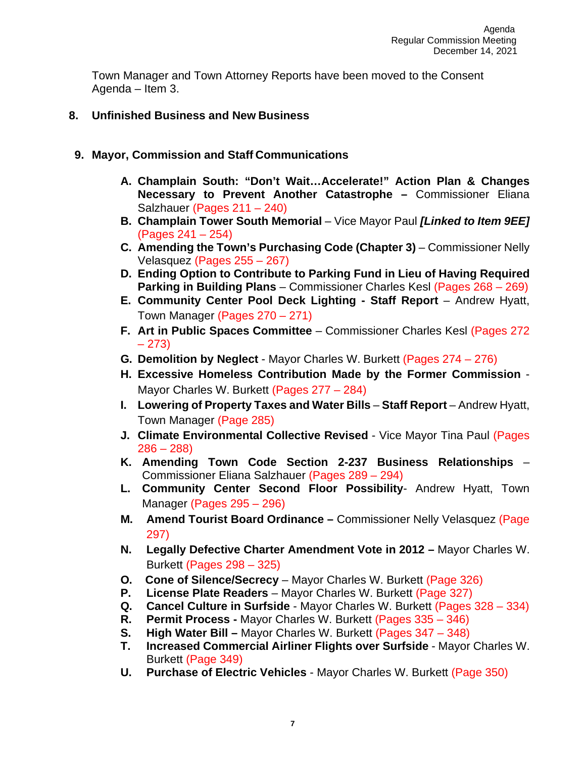Town Manager and Town Attorney Reports have been moved to the Consent Agenda – Item 3.

## 8. Unfinished Business and New Business

## 9. Mayor, Commission and Staff Communications

- **A. Champlain South: "Don't Wait…Accelerate!" Action Plan & Changes Necessary to Prevent Another Catastrophe –** Commissioner Eliana Salzhauer (Pages 211 – 240)
- **B. Champlain Tower South Memorial** – Vice Mayor Paul ***[Linked to Item 9EE]*** (Pages 241 – 254)
- **C. Amending the Town's Purchasing Code (Chapter 3)** – Commissioner Nelly Velasquez (Pages 255 – 267)
- **D. Ending Option to Contribute to Parking Fund in Lieu of Having Required Parking in Building Plans** – Commissioner Charles Kesl (Pages 268 – 269)
- **E. Community Center Pool Deck Lighting - Staff Report** – Andrew Hyatt, Town Manager (Pages 270 – 271)
- **F. Art in Public Spaces Committee** – Commissioner Charles Kesl (Pages 272 – 273)
- **G. Demolition by Neglect** - Mayor Charles W. Burkett (Pages 274 – 276)
- **H. Excessive Homeless Contribution Made by the Former Commission** - Mayor Charles W. Burkett (Pages 277 – 284)
- **I. Lowering of Property Taxes and Water Bills** – **Staff Report** – Andrew Hyatt, Town Manager (Page 285)
- **J. Climate Environmental Collective Revised** - Vice Mayor Tina Paul (Pages 286 – 288)
- **K. Amending Town Code Section 2-237 Business Relationships** – Commissioner Eliana Salzhauer (Pages 289 – 294)
- **L. Community Center Second Floor Possibility**- Andrew Hyatt, Town Manager (Pages 295 – 296)
- **M. Amend Tourist Board Ordinance –** Commissioner Nelly Velasquez (Page 297)
- **N. Legally Defective Charter Amendment Vote in 2012 –** Mayor Charles W. Burkett (Pages 298 – 325)
- **O. Cone of Silence/Secrecy** – Mayor Charles W. Burkett (Page 326)
- **P. License Plate Readers** – Mayor Charles W. Burkett (Page 327)
- **Q. Cancel Culture in Surfside** - Mayor Charles W. Burkett (Pages 328 – 334)
- **R. Permit Process -** Mayor Charles W. Burkett (Pages 335 – 346)
- **S. High Water Bill –** Mayor Charles W. Burkett (Pages 347 – 348)
- **T. Increased Commercial Airliner Flights over Surfside** - Mayor Charles W. Burkett (Page 349)
- **U. Purchase of Electric Vehicles** - Mayor Charles W. Burkett (Page 350)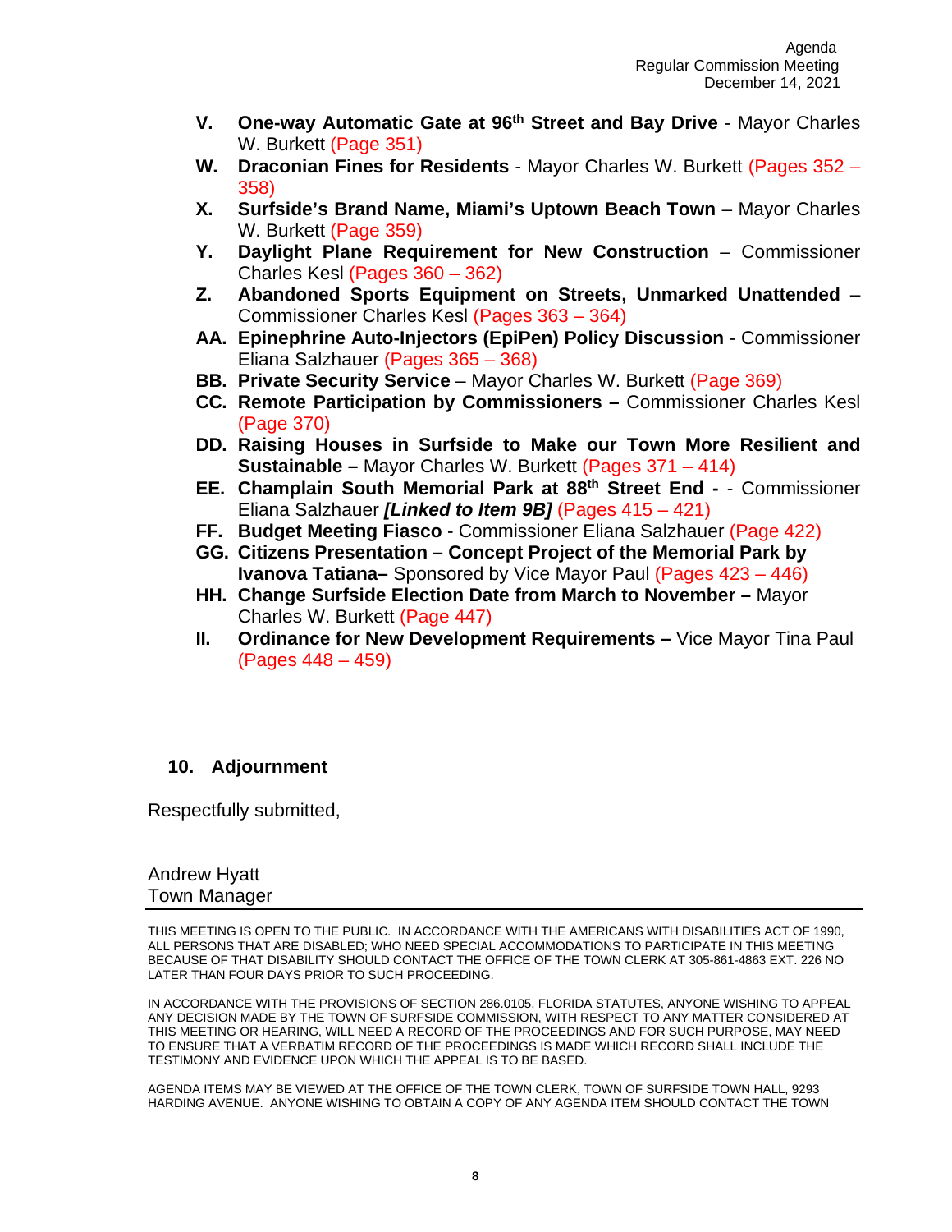- **V. One-way Automatic Gate at 96th Street and Bay Drive** - Mayor Charles W. Burkett (Page 351)
- **W. Draconian Fines for Residents** - Mayor Charles W. Burkett (Pages 352 – 358)
- **X. Surfside's Brand Name, Miami's Uptown Beach Town** – Mayor Charles W. Burkett (Page 359)
- **Y. Daylight Plane Requirement for New Construction** – Commissioner Charles Kesl (Pages 360 – 362)
- **Z. Abandoned Sports Equipment on Streets, Unmarked Unattended** – Commissioner Charles Kesl (Pages 363 – 364)
- **AA. Epinephrine Auto-Injectors (EpiPen) Policy Discussion** - Commissioner Eliana Salzhauer (Pages 365 – 368)
- **BB. Private Security Service** – Mayor Charles W. Burkett (Page 369)
- **CC. Remote Participation by Commissioners –** Commissioner Charles Kesl (Page 370)
- **DD. Raising Houses in Surfside to Make our Town More Resilient and Sustainable –** Mayor Charles W. Burkett (Pages 371 – 414)
- **EE. Champlain South Memorial Park at 88th Street End -** - Commissioner Eliana Salzhauer ***[Linked to Item 9B]*** (Pages 415 – 421)
- **FF. Budget Meeting Fiasco** - Commissioner Eliana Salzhauer (Page 422)
- **GG. Citizens Presentation – Concept Project of the Memorial Park by Ivanova Tatiana–** Sponsored by Vice Mayor Paul (Pages 423 – 446)
- **HH. Change Surfside Election Date from March to November –** Mayor Charles W. Burkett (Page 447)
- **II. Ordinance for New Development Requirements –** Vice Mayor Tina Paul (Pages 448 – 459)

## 10. Adjournment

Respectfully submitted,

Andrew Hyatt
Town Manager

---

THIS MEETING IS OPEN TO THE PUBLIC. IN ACCORDANCE WITH THE AMERICANS WITH DISABILITIES ACT OF 1990, ALL PERSONS THAT ARE DISABLED; WHO NEED SPECIAL ACCOMMODATIONS TO PARTICIPATE IN THIS MEETING BECAUSE OF THAT DISABILITY SHOULD CONTACT THE OFFICE OF THE TOWN CLERK AT 305-861-4863 EXT. 226 NO LATER THAN FOUR DAYS PRIOR TO SUCH PROCEEDING.

IN ACCORDANCE WITH THE PROVISIONS OF SECTION 286.0105, FLORIDA STATUTES, ANYONE WISHING TO APPEAL ANY DECISION MADE BY THE TOWN OF SURFSIDE COMMISSION, WITH RESPECT TO ANY MATTER CONSIDERED AT THIS MEETING OR HEARING, WILL NEED A RECORD OF THE PROCEEDINGS AND FOR SUCH PURPOSE, MAY NEED TO ENSURE THAT A VERBATIM RECORD OF THE PROCEEDINGS IS MADE WHICH RECORD SHALL INCLUDE THE TESTIMONY AND EVIDENCE UPON WHICH THE APPEAL IS TO BE BASED.

AGENDA ITEMS MAY BE VIEWED AT THE OFFICE OF THE TOWN CLERK, TOWN OF SURFSIDE TOWN HALL, 9293 HARDING AVENUE. ANYONE WISHING TO OBTAIN A COPY OF ANY AGENDA ITEM SHOULD CONTACT THE TOWN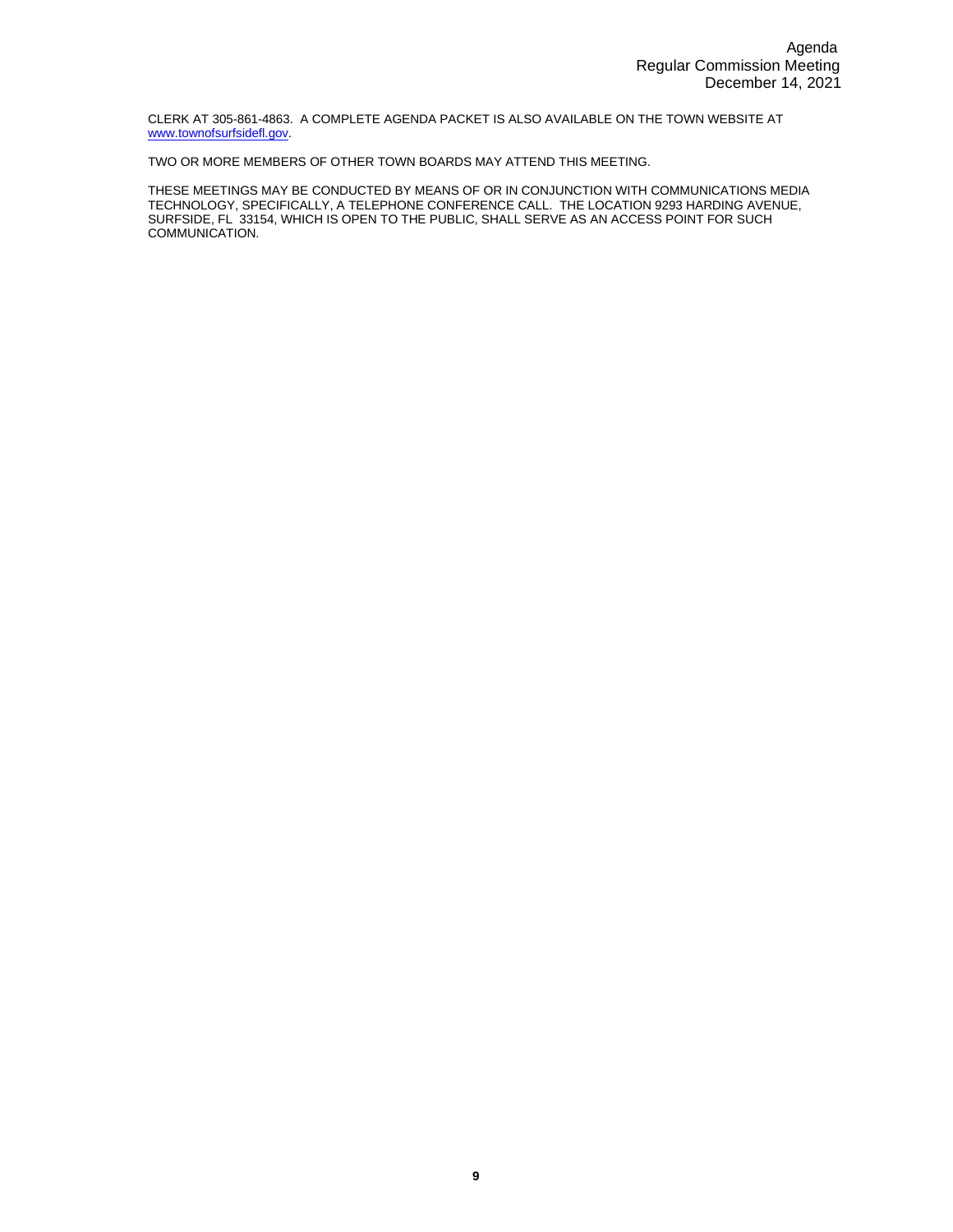CLERK AT 305-861-4863. A COMPLETE AGENDA PACKET IS ALSO AVAILABLE ON THE TOWN WEBSITE AT www.townofsurfsidefl.gov.

TWO OR MORE MEMBERS OF OTHER TOWN BOARDS MAY ATTEND THIS MEETING.

THESE MEETINGS MAY BE CONDUCTED BY MEANS OF OR IN CONJUNCTION WITH COMMUNICATIONS MEDIA TECHNOLOGY, SPECIFICALLY, A TELEPHONE CONFERENCE CALL. THE LOCATION 9293 HARDING AVENUE, SURFSIDE, FL 33154, WHICH IS OPEN TO THE PUBLIC, SHALL SERVE AS AN ACCESS POINT FOR SUCH COMMUNICATION.